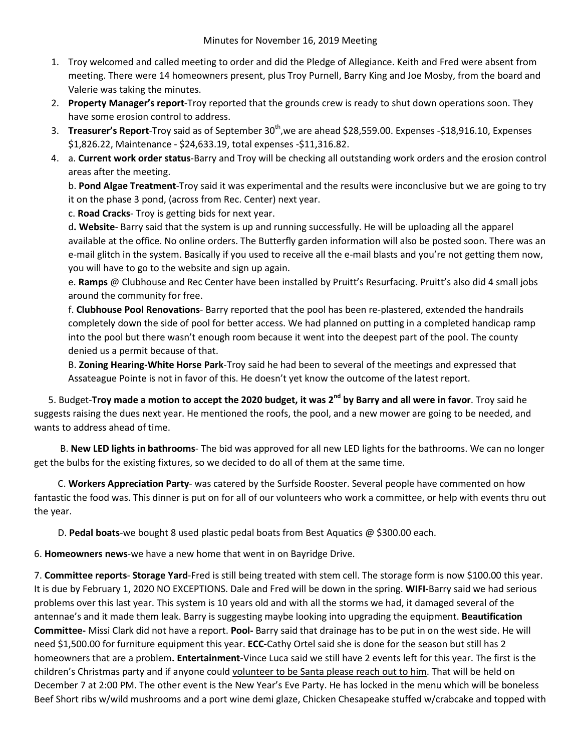Minutes for November 16, 2019 Meeting

1. Troy welcomed and called meeting to order and did the Pledge of Allegiance. Keith and Fred were absent from meeting. There were 14 homeowners present, plus Troy Purnell, Barry King and Joe Mosby, from the board and Valerie was taking the minutes.
2. **Property Manager's report**-Troy reported that the grounds crew is ready to shut down operations soon. They have some erosion control to address.
3. **Treasurer's Report**-Troy said as of September 30th,we are ahead $28,559.00. Expenses -$18,916.10, Expenses $1,826.22, Maintenance - $24,633.19, total expenses -$11,316.82.
4. a. **Current work order status**-Barry and Troy will be checking all outstanding work orders and the erosion control areas after the meeting.

   b. **Pond Algae Treatment**-Troy said it was experimental and the results were inconclusive but we are going to try it on the phase 3 pond, (across from Rec. Center) next year.

   c. **Road Cracks**- Troy is getting bids for next year.

   d**. Website**- Barry said that the system is up and running successfully. He will be uploading all the apparel available at the office. No online orders. The Butterfly garden information will also be posted soon. There was an e-mail glitch in the system. Basically if you used to receive all the e-mail blasts and you're not getting them now, you will have to go to the website and sign up again.

   e. **Ramps** @ Clubhouse and Rec Center have been installed by Pruitt's Resurfacing. Pruitt's also did 4 small jobs around the community for free.

   f. **Clubhouse Pool Renovations**- Barry reported that the pool has been re-plastered, extended the handrails completely down the side of pool for better access. We had planned on putting in a completed handicap ramp into the pool but there wasn't enough room because it went into the deepest part of the pool. The county denied us a permit because of that.

   B. **Zoning Hearing-White Horse Park**-Troy said he had been to several of the meetings and expressed that Assateague Pointe is not in favor of this. He doesn't yet know the outcome of the latest report.

5. Budget-**Troy made a motion to accept the 2020 budget, it was 2nd by Barry and all were in favor**. Troy said he suggests raising the dues next year. He mentioned the roofs, the pool, and a new mower are going to be needed, and wants to address ahead of time.

   B. **New LED lights in bathrooms**- The bid was approved for all new LED lights for the bathrooms. We can no longer get the bulbs for the existing fixtures, so we decided to do all of them at the same time.

   C. **Workers Appreciation Party**- was catered by the Surfside Rooster. Several people have commented on how fantastic the food was. This dinner is put on for all of our volunteers who work a committee, or help with events thru out the year.

   D. **Pedal boats**-we bought 8 used plastic pedal boats from Best Aquatics @ $300.00 each.

6. **Homeowners news**-we have a new home that went in on Bayridge Drive.

7. **Committee reports**- **Storage Yard**-Fred is still being treated with stem cell. The storage form is now $100.00 this year. It is due by February 1, 2020 NO EXCEPTIONS. Dale and Fred will be down in the spring. **WIFI-**Barry said we had serious problems over this last year. This system is 10 years old and with all the storms we had, it damaged several of the antennae's and it made them leak. Barry is suggesting maybe looking into upgrading the equipment. **Beautification Committee-** Missi Clark did not have a report. **Pool-** Barry said that drainage has to be put in on the west side. He will need $1,500.00 for furniture equipment this year. **ECC-**Cathy Ortel said she is done for the season but still has 2 homeowners that are a problem**. Entertainment**-Vince Luca said we still have 2 events left for this year. The first is the children's Christmas party and if anyone could volunteer to be Santa please reach out to him. That will be held on December 7 at 2:00 PM. The other event is the New Year's Eve Party. He has locked in the menu which will be boneless Beef Short ribs w/wild mushrooms and a port wine demi glaze, Chicken Chesapeake stuffed w/crabcake and topped with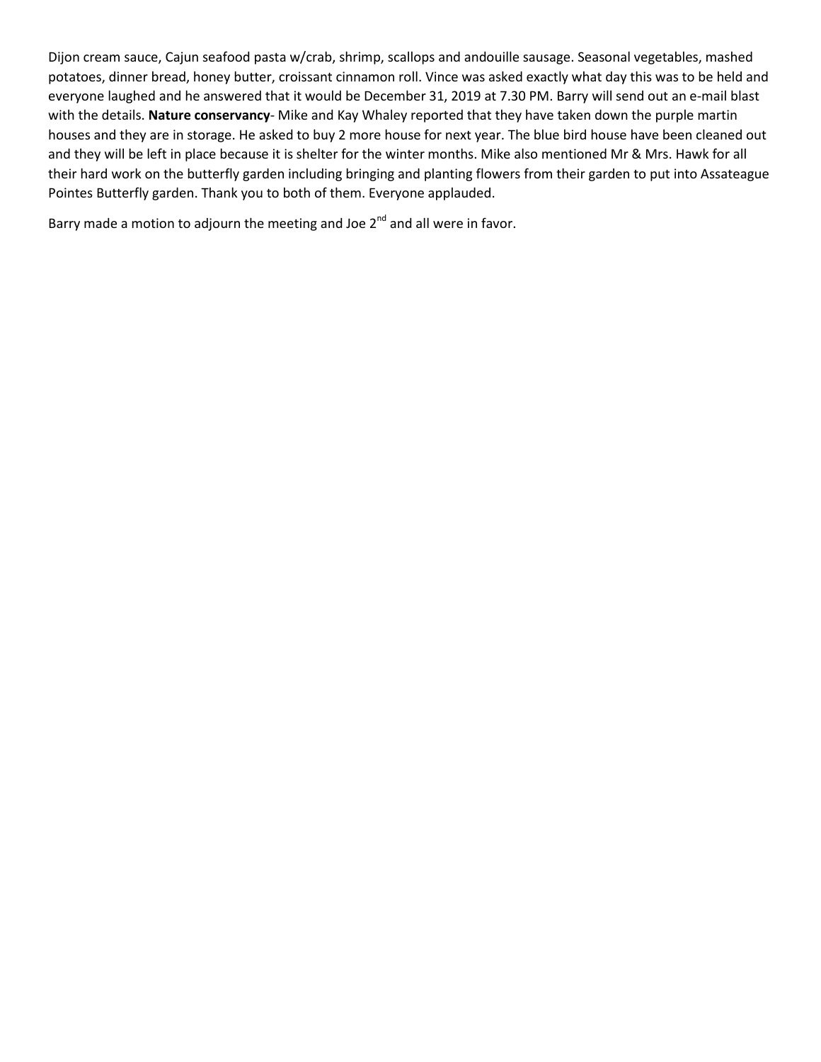Dijon cream sauce, Cajun seafood pasta w/crab, shrimp, scallops and andouille sausage. Seasonal vegetables, mashed potatoes, dinner bread, honey butter, croissant cinnamon roll. Vince was asked exactly what day this was to be held and everyone laughed and he answered that it would be December 31, 2019 at 7.30 PM. Barry will send out an e-mail blast with the details. **Nature conservancy**- Mike and Kay Whaley reported that they have taken down the purple martin houses and they are in storage. He asked to buy 2 more house for next year. The blue bird house have been cleaned out and they will be left in place because it is shelter for the winter months. Mike also mentioned Mr & Mrs. Hawk for all their hard work on the butterfly garden including bringing and planting flowers from their garden to put into Assateague Pointes Butterfly garden. Thank you to both of them. Everyone applauded.

Barry made a motion to adjourn the meeting and Joe 2nd and all were in favor.